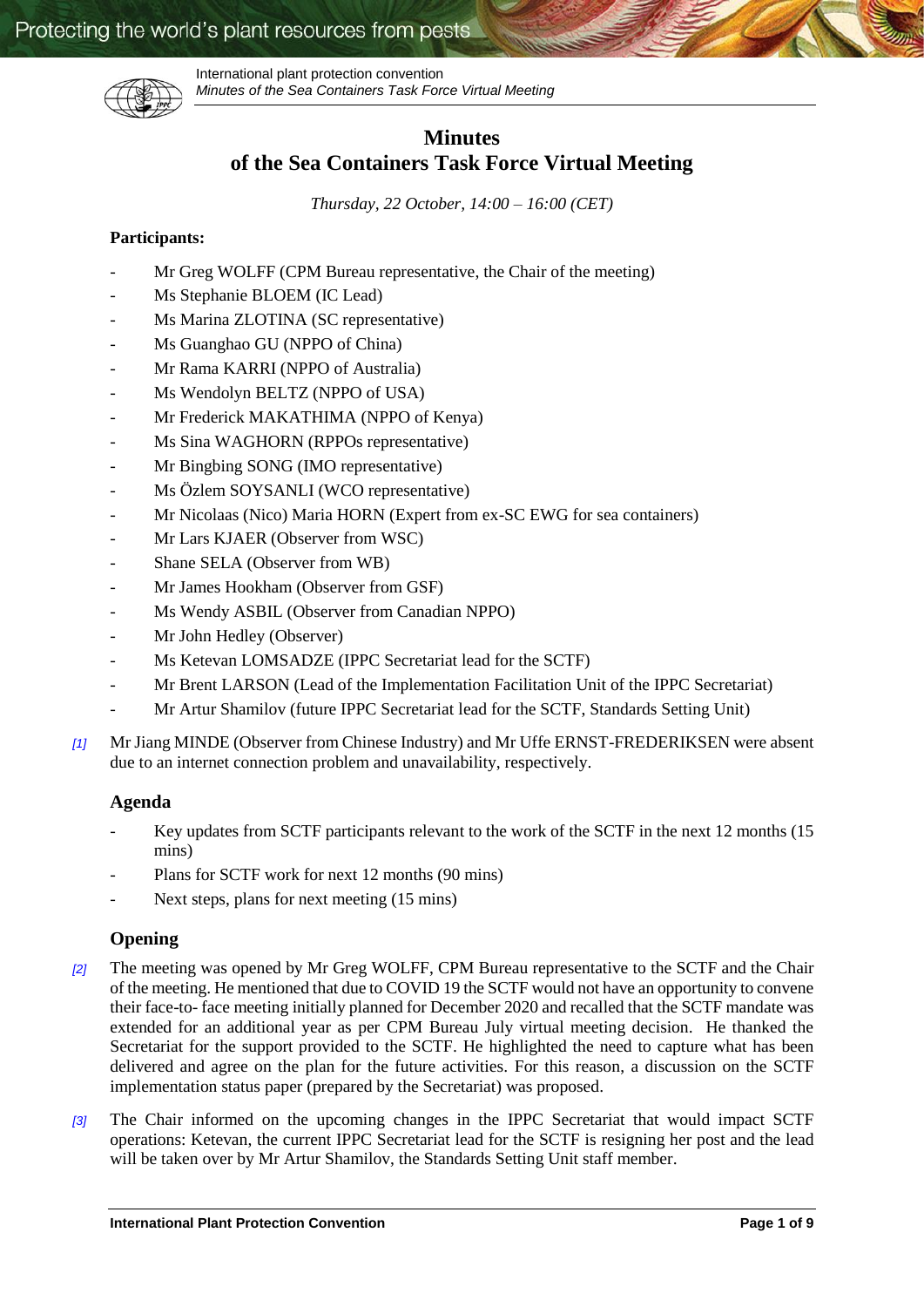# Minutes

# of the Sea Containers Task Force Virtual Meeting

*Thursday, 22 October, 14:00 – 16:00 (CET)*

**Participants:**

- Mr Greg WOLFF (CPM Bureau representative, the Chair of the meeting)
- Ms Stephanie BLOEM (IC Lead)
- Ms Marina ZLOTINA (SC representative)
- Ms Guanghao GU (NPPO of China)
- Mr Rama KARRI (NPPO of Australia)
- Ms Wendolyn BELTZ (NPPO of USA)
- Mr Frederick MAKATHIMA (NPPO of Kenya)
- Ms Sina WAGHORN (RPPOs representative)
- Mr Bingbing SONG (IMO representative)
- Ms Özlem SOYSANLI (WCO representative)
- Mr Nicolaas (Nico) Maria HORN (Expert from ex-SC EWG for sea containers)
- Mr Lars KJAER (Observer from WSC)
- Shane SELA (Observer from WB)
- Mr James Hookham (Observer from GSF)
- Ms Wendy ASBIL (Observer from Canadian NPPO)
- Mr John Hedley (Observer)
- Ms Ketevan LOMSADZE (IPPC Secretariat lead for the SCTF)
- Mr Brent LARSON (Lead of the Implementation Facilitation Unit of the IPPC Secretariat)
- Mr Artur Shamilov (future IPPC Secretariat lead for the SCTF, Standards Setting Unit)

[1] Mr Jiang MINDE (Observer from Chinese Industry) and Mr Uffe ERNST-FREDERIKSEN were absent due to an internet connection problem and unavailability, respectively.

## Agenda

- Key updates from SCTF participants relevant to the work of the SCTF in the next 12 months (15 mins)
- Plans for SCTF work for next 12 months (90 mins)
- Next steps, plans for next meeting (15 mins)

## Opening

[2] The meeting was opened by Mr Greg WOLFF, CPM Bureau representative to the SCTF and the Chair of the meeting. He mentioned that due to COVID 19 the SCTF would not have an opportunity to convene their face-to- face meeting initially planned for December 2020 and recalled that the SCTF mandate was extended for an additional year as per CPM Bureau July virtual meeting decision. He thanked the Secretariat for the support provided to the SCTF. He highlighted the need to capture what has been delivered and agree on the plan for the future activities. For this reason, a discussion on the SCTF implementation status paper (prepared by the Secretariat) was proposed.

[3] The Chair informed on the upcoming changes in the IPPC Secretariat that would impact SCTF operations: Ketevan, the current IPPC Secretariat lead for the SCTF is resigning her post and the lead will be taken over by Mr Artur Shamilov, the Standards Setting Unit staff member.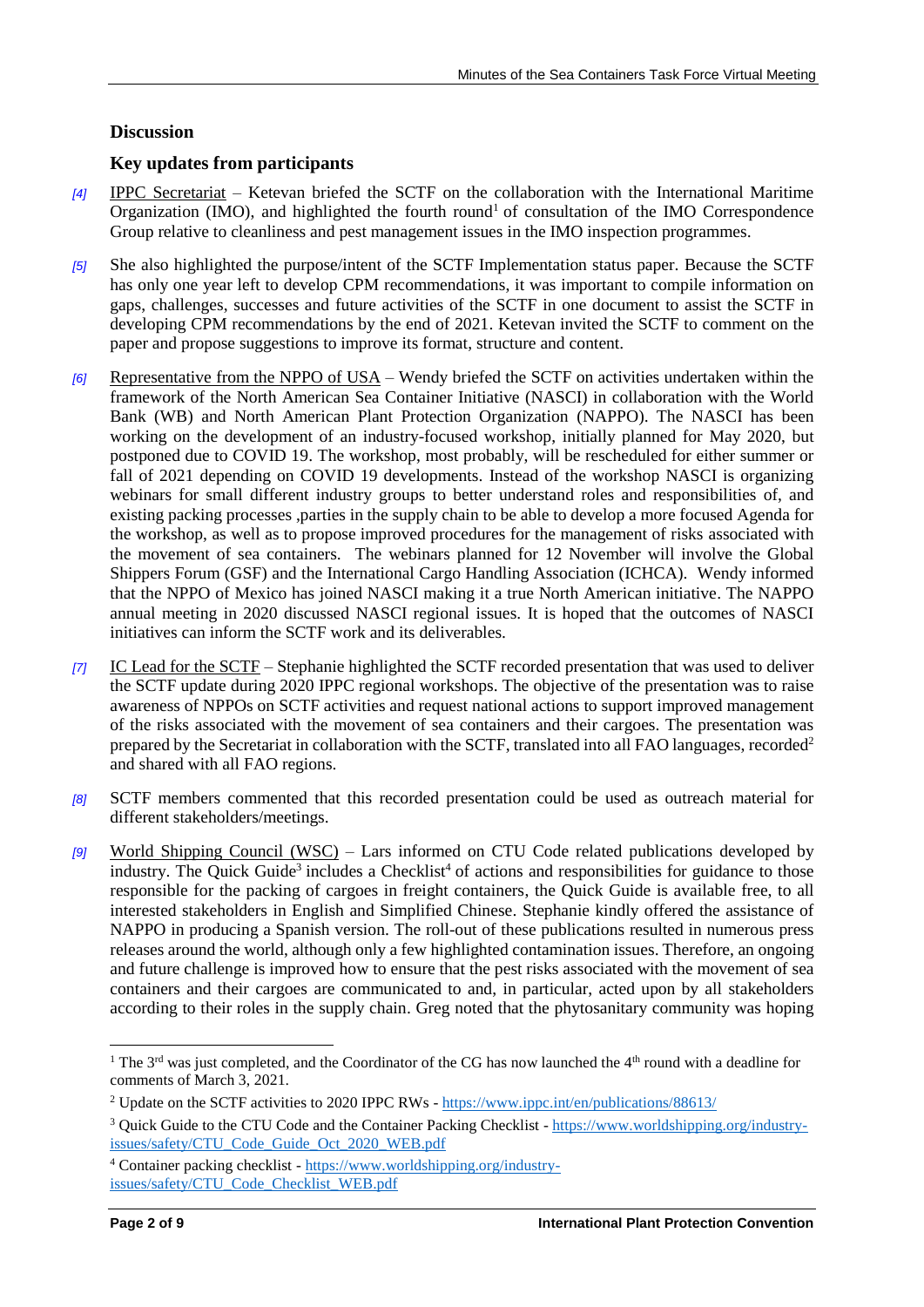## Discussion

### Key updates from participants

*[4]* IPPC Secretariat – Ketevan briefed the SCTF on the collaboration with the International Maritime Organization (IMO), and highlighted the fourth round[1] of consultation of the IMO Correspondence Group relative to cleanliness and pest management issues in the IMO inspection programmes.

*[5]* She also highlighted the purpose/intent of the SCTF Implementation status paper. Because the SCTF has only one year left to develop CPM recommendations, it was important to compile information on gaps, challenges, successes and future activities of the SCTF in one document to assist the SCTF in developing CPM recommendations by the end of 2021. Ketevan invited the SCTF to comment on the paper and propose suggestions to improve its format, structure and content.

*[6]* Representative from the NPPO of USA – Wendy briefed the SCTF on activities undertaken within the framework of the North American Sea Container Initiative (NASCI) in collaboration with the World Bank (WB) and North American Plant Protection Organization (NAPPO). The NASCI has been working on the development of an industry-focused workshop, initially planned for May 2020, but postponed due to COVID 19. The workshop, most probably, will be rescheduled for either summer or fall of 2021 depending on COVID 19 developments. Instead of the workshop NASCI is organizing webinars for small different industry groups to better understand roles and responsibilities of, and existing packing processes ,parties in the supply chain to be able to develop a more focused Agenda for the workshop, as well as to propose improved procedures for the management of risks associated with the movement of sea containers. The webinars planned for 12 November will involve the Global Shippers Forum (GSF) and the International Cargo Handling Association (ICHCA). Wendy informed that the NPPO of Mexico has joined NASCI making it a true North American initiative. The NAPPO annual meeting in 2020 discussed NASCI regional issues. It is hoped that the outcomes of NASCI initiatives can inform the SCTF work and its deliverables.

*[7]* IC Lead for the SCTF – Stephanie highlighted the SCTF recorded presentation that was used to deliver the SCTF update during 2020 IPPC regional workshops. The objective of the presentation was to raise awareness of NPPOs on SCTF activities and request national actions to support improved management of the risks associated with the movement of sea containers and their cargoes. The presentation was prepared by the Secretariat in collaboration with the SCTF, translated into all FAO languages, recorded[2] and shared with all FAO regions.

*[8]* SCTF members commented that this recorded presentation could be used as outreach material for different stakeholders/meetings.

*[9]* World Shipping Council (WSC) – Lars informed on CTU Code related publications developed by industry. The Quick Guide[3] includes a Checklist[4] of actions and responsibilities for guidance to those responsible for the packing of cargoes in freight containers, the Quick Guide is available free, to all interested stakeholders in English and Simplified Chinese. Stephanie kindly offered the assistance of NAPPO in producing a Spanish version. The roll-out of these publications resulted in numerous press releases around the world, although only a few highlighted contamination issues. Therefore, an ongoing and future challenge is improved how to ensure that the pest risks associated with the movement of sea containers and their cargoes are communicated to and, in particular, acted upon by all stakeholders according to their roles in the supply chain. Greg noted that the phytosanitary community was hoping

---

[1] The 3rd was just completed, and the Coordinator of the CG has now launched the 4th round with a deadline for comments of March 3, 2021.

[2] Update on the SCTF activities to 2020 IPPC RWs - https://www.ippc.int/en/publications/88613/

[3] Quick Guide to the CTU Code and the Container Packing Checklist - https://www.worldshipping.org/industry-issues/safety/CTU_Code_Guide_Oct_2020_WEB.pdf

[4] Container packing checklist - https://www.worldshipping.org/industry-issues/safety/CTU_Code_Checklist_WEB.pdf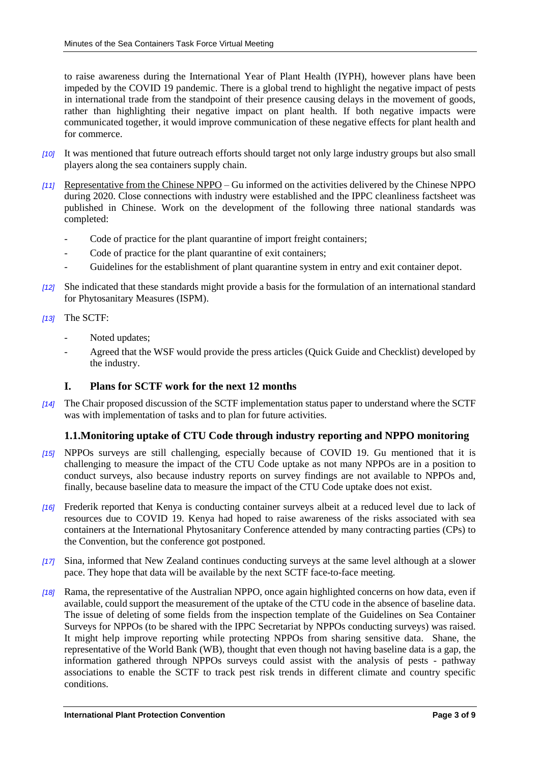to raise awareness during the International Year of Plant Health (IYPH), however plans have been impeded by the COVID 19 pandemic. There is a global trend to highlight the negative impact of pests in international trade from the standpoint of their presence causing delays in the movement of goods, rather than highlighting their negative impact on plant health. If both negative impacts were communicated together, it would improve communication of these negative effects for plant health and for commerce.

*[10]* It was mentioned that future outreach efforts should target not only large industry groups but also small players along the sea containers supply chain.

*[11]* Representative from the Chinese NPPO – Gu informed on the activities delivered by the Chinese NPPO during 2020. Close connections with industry were established and the IPPC cleanliness factsheet was published in Chinese. Work on the development of the following three national standards was completed:

- Code of practice for the plant quarantine of import freight containers;
- Code of practice for the plant quarantine of exit containers;
- Guidelines for the establishment of plant quarantine system in entry and exit container depot.

*[12]* She indicated that these standards might provide a basis for the formulation of an international standard for Phytosanitary Measures (ISPM).

*[13]* The SCTF:

- Noted updates;
- Agreed that the WSF would provide the press articles (Quick Guide and Checklist) developed by the industry.

## I. Plans for SCTF work for the next 12 months

*[14]* The Chair proposed discussion of the SCTF implementation status paper to understand where the SCTF was with implementation of tasks and to plan for future activities.

### 1.1.Monitoring uptake of CTU Code through industry reporting and NPPO monitoring

*[15]* NPPOs surveys are still challenging, especially because of COVID 19. Gu mentioned that it is challenging to measure the impact of the CTU Code uptake as not many NPPOs are in a position to conduct surveys, also because industry reports on survey findings are not available to NPPOs and, finally, because baseline data to measure the impact of the CTU Code uptake does not exist.

*[16]* Frederik reported that Kenya is conducting container surveys albeit at a reduced level due to lack of resources due to COVID 19. Kenya had hoped to raise awareness of the risks associated with sea containers at the International Phytosanitary Conference attended by many contracting parties (CPs) to the Convention, but the conference got postponed.

*[17]* Sina, informed that New Zealand continues conducting surveys at the same level although at a slower pace. They hope that data will be available by the next SCTF face-to-face meeting.

*[18]* Rama, the representative of the Australian NPPO, once again highlighted concerns on how data, even if available, could support the measurement of the uptake of the CTU code in the absence of baseline data. The issue of deleting of some fields from the inspection template of the Guidelines on Sea Container Surveys for NPPOs (to be shared with the IPPC Secretariat by NPPOs conducting surveys) was raised. It might help improve reporting while protecting NPPOs from sharing sensitive data. Shane, the representative of the World Bank (WB), thought that even though not having baseline data is a gap, the information gathered through NPPOs surveys could assist with the analysis of pests - pathway associations to enable the SCTF to track pest risk trends in different climate and country specific conditions.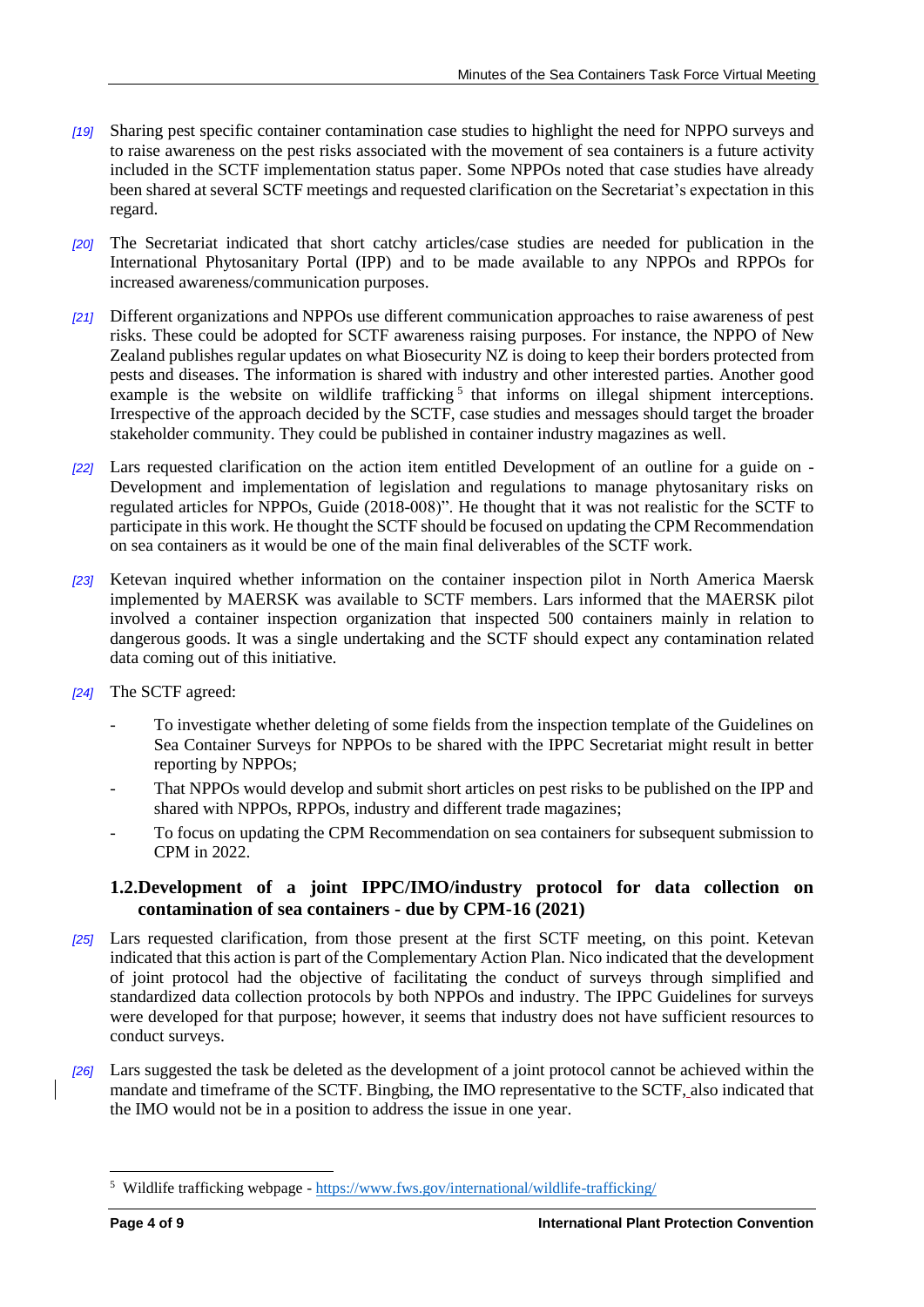[19] Sharing pest specific container contamination case studies to highlight the need for NPPO surveys and to raise awareness on the pest risks associated with the movement of sea containers is a future activity included in the SCTF implementation status paper. Some NPPOs noted that case studies have already been shared at several SCTF meetings and requested clarification on the Secretariat's expectation in this regard.

[20] The Secretariat indicated that short catchy articles/case studies are needed for publication in the International Phytosanitary Portal (IPP) and to be made available to any NPPOs and RPPOs for increased awareness/communication purposes.

[21] Different organizations and NPPOs use different communication approaches to raise awareness of pest risks. These could be adopted for SCTF awareness raising purposes. For instance, the NPPO of New Zealand publishes regular updates on what Biosecurity NZ is doing to keep their borders protected from pests and diseases. The information is shared with industry and other interested parties. Another good example is the website on wildlife trafficking[5] that informs on illegal shipment interceptions. Irrespective of the approach decided by the SCTF, case studies and messages should target the broader stakeholder community. They could be published in container industry magazines as well.

[22] Lars requested clarification on the action item entitled Development of an outline for a guide on - Development and implementation of legislation and regulations to manage phytosanitary risks on regulated articles for NPPOs, Guide (2018-008)". He thought that it was not realistic for the SCTF to participate in this work. He thought the SCTF should be focused on updating the CPM Recommendation on sea containers as it would be one of the main final deliverables of the SCTF work.

[23] Ketevan inquired whether information on the container inspection pilot in North America Maersk implemented by MAERSK was available to SCTF members. Lars informed that the MAERSK pilot involved a container inspection organization that inspected 500 containers mainly in relation to dangerous goods. It was a single undertaking and the SCTF should expect any contamination related data coming out of this initiative.

[24] The SCTF agreed:

- To investigate whether deleting of some fields from the inspection template of the Guidelines on Sea Container Surveys for NPPOs to be shared with the IPPC Secretariat might result in better reporting by NPPOs;
- That NPPOs would develop and submit short articles on pest risks to be published on the IPP and shared with NPPOs, RPPOs, industry and different trade magazines;
- To focus on updating the CPM Recommendation on sea containers for subsequent submission to CPM in 2022.

### 1.2. Development of a joint IPPC/IMO/industry protocol for data collection on contamination of sea containers - due by CPM-16 (2021)

[25] Lars requested clarification, from those present at the first SCTF meeting, on this point. Ketevan indicated that this action is part of the Complementary Action Plan. Nico indicated that the development of joint protocol had the objective of facilitating the conduct of surveys through simplified and standardized data collection protocols by both NPPOs and industry. The IPPC Guidelines for surveys were developed for that purpose; however, it seems that industry does not have sufficient resources to conduct surveys.

[26] Lars suggested the task be deleted as the development of a joint protocol cannot be achieved within the mandate and timeframe of the SCTF. Bingbing, the IMO representative to the SCTF, also indicated that the IMO would not be in a position to address the issue in one year.

[5] Wildlife trafficking webpage - https://www.fws.gov/international/wildlife-trafficking/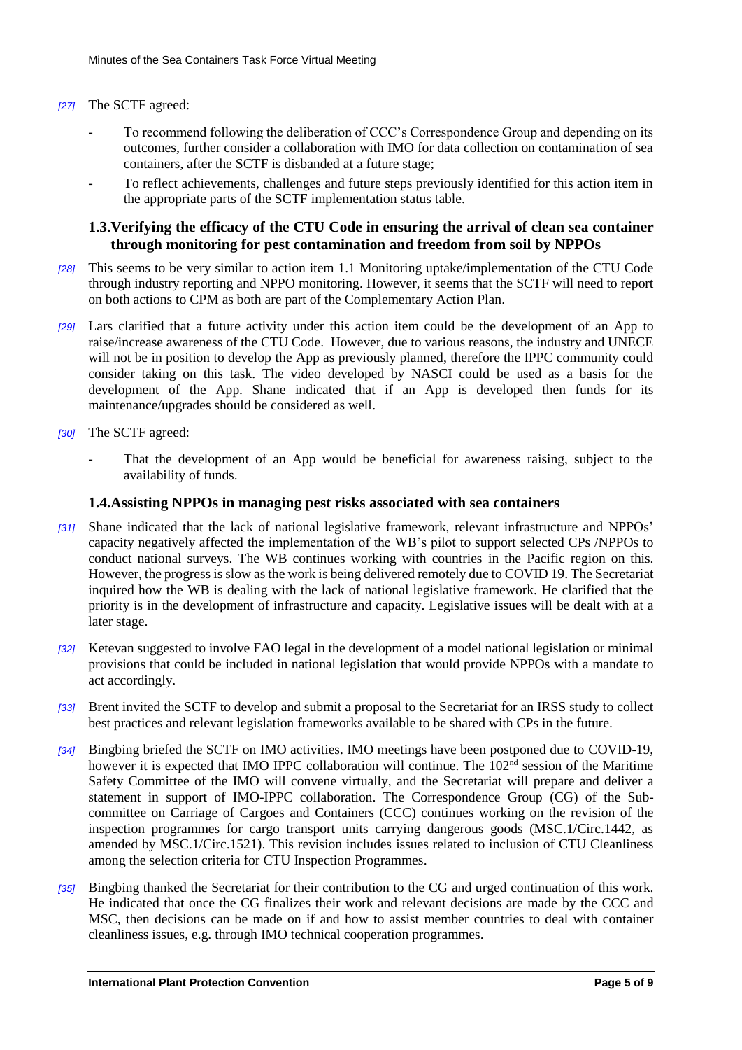*[27]* The SCTF agreed:

- To recommend following the deliberation of CCC's Correspondence Group and depending on its outcomes, further consider a collaboration with IMO for data collection on contamination of sea containers, after the SCTF is disbanded at a future stage;
- To reflect achievements, challenges and future steps previously identified for this action item in the appropriate parts of the SCTF implementation status table.

### 1.3. Verifying the efficacy of the CTU Code in ensuring the arrival of clean sea container through monitoring for pest contamination and freedom from soil by NPPOs

*[28]* This seems to be very similar to action item 1.1 Monitoring uptake/implementation of the CTU Code through industry reporting and NPPO monitoring. However, it seems that the SCTF will need to report on both actions to CPM as both are part of the Complementary Action Plan.

*[29]* Lars clarified that a future activity under this action item could be the development of an App to raise/increase awareness of the CTU Code. However, due to various reasons, the industry and UNECE will not be in position to develop the App as previously planned, therefore the IPPC community could consider taking on this task. The video developed by NASCI could be used as a basis for the development of the App. Shane indicated that if an App is developed then funds for its maintenance/upgrades should be considered as well.

*[30]* The SCTF agreed:

- That the development of an App would be beneficial for awareness raising, subject to the availability of funds.

### 1.4. Assisting NPPOs in managing pest risks associated with sea containers

*[31]* Shane indicated that the lack of national legislative framework, relevant infrastructure and NPPOs' capacity negatively affected the implementation of the WB's pilot to support selected CPs /NPPOs to conduct national surveys. The WB continues working with countries in the Pacific region on this. However, the progress is slow as the work is being delivered remotely due to COVID 19. The Secretariat inquired how the WB is dealing with the lack of national legislative framework. He clarified that the priority is in the development of infrastructure and capacity. Legislative issues will be dealt with at a later stage.

*[32]* Ketevan suggested to involve FAO legal in the development of a model national legislation or minimal provisions that could be included in national legislation that would provide NPPOs with a mandate to act accordingly.

*[33]* Brent invited the SCTF to develop and submit a proposal to the Secretariat for an IRSS study to collect best practices and relevant legislation frameworks available to be shared with CPs in the future.

*[34]* Bingbing briefed the SCTF on IMO activities. IMO meetings have been postponed due to COVID-19, however it is expected that IMO IPPC collaboration will continue. The 102nd session of the Maritime Safety Committee of the IMO will convene virtually, and the Secretariat will prepare and deliver a statement in support of IMO-IPPC collaboration. The Correspondence Group (CG) of the Sub-committee on Carriage of Cargoes and Containers (CCC) continues working on the revision of the inspection programmes for cargo transport units carrying dangerous goods (MSC.1/Circ.1442, as amended by MSC.1/Circ.1521). This revision includes issues related to inclusion of CTU Cleanliness among the selection criteria for CTU Inspection Programmes.

*[35]* Bingbing thanked the Secretariat for their contribution to the CG and urged continuation of this work. He indicated that once the CG finalizes their work and relevant decisions are made by the CCC and MSC, then decisions can be made on if and how to assist member countries to deal with container cleanliness issues, e.g. through IMO technical cooperation programmes.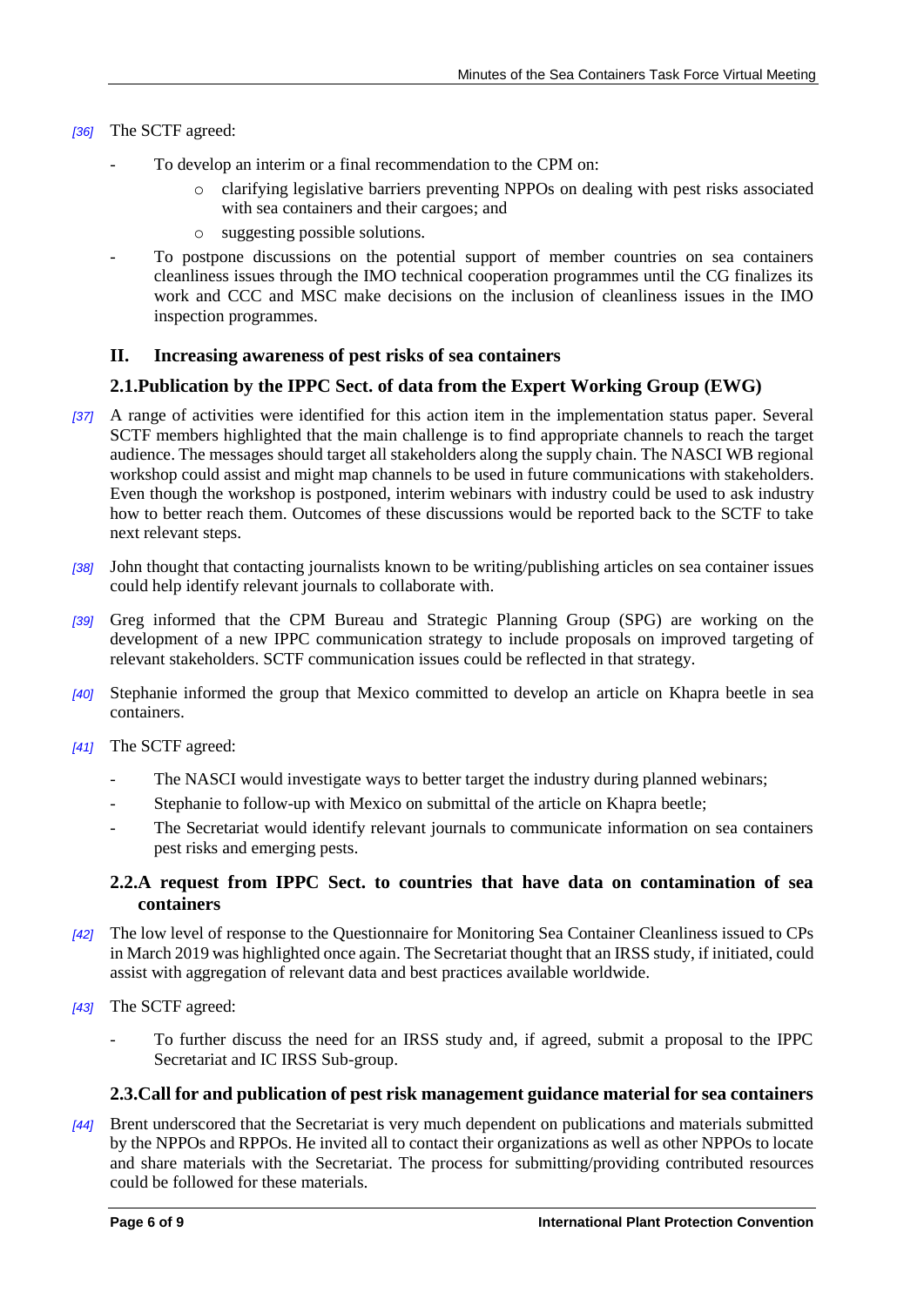*[36]* The SCTF agreed:

- To develop an interim or a final recommendation to the CPM on:
    - clarifying legislative barriers preventing NPPOs on dealing with pest risks associated with sea containers and their cargoes; and
    - suggesting possible solutions.
- To postpone discussions on the potential support of member countries on sea containers cleanliness issues through the IMO technical cooperation programmes until the CG finalizes its work and CCC and MSC make decisions on the inclusion of cleanliness issues in the IMO inspection programmes.

## II. Increasing awareness of pest risks of sea containers

### 2.1. Publication by the IPPC Sect. of data from the Expert Working Group (EWG)

*[37]* A range of activities were identified for this action item in the implementation status paper. Several SCTF members highlighted that the main challenge is to find appropriate channels to reach the target audience. The messages should target all stakeholders along the supply chain. The NASCI WB regional workshop could assist and might map channels to be used in future communications with stakeholders. Even though the workshop is postponed, interim webinars with industry could be used to ask industry how to better reach them. Outcomes of these discussions would be reported back to the SCTF to take next relevant steps.

*[38]* John thought that contacting journalists known to be writing/publishing articles on sea container issues could help identify relevant journals to collaborate with.

*[39]* Greg informed that the CPM Bureau and Strategic Planning Group (SPG) are working on the development of a new IPPC communication strategy to include proposals on improved targeting of relevant stakeholders. SCTF communication issues could be reflected in that strategy.

*[40]* Stephanie informed the group that Mexico committed to develop an article on Khapra beetle in sea containers.

*[41]* The SCTF agreed:

- The NASCI would investigate ways to better target the industry during planned webinars;
- Stephanie to follow-up with Mexico on submittal of the article on Khapra beetle;
- The Secretariat would identify relevant journals to communicate information on sea containers pest risks and emerging pests.

### 2.2. A request from IPPC Sect. to countries that have data on contamination of sea containers

*[42]* The low level of response to the Questionnaire for Monitoring Sea Container Cleanliness issued to CPs in March 2019 was highlighted once again. The Secretariat thought that an IRSS study, if initiated, could assist with aggregation of relevant data and best practices available worldwide.

*[43]* The SCTF agreed:

- To further discuss the need for an IRSS study and, if agreed, submit a proposal to the IPPC Secretariat and IC IRSS Sub-group.

### 2.3. Call for and publication of pest risk management guidance material for sea containers

*[44]* Brent underscored that the Secretariat is very much dependent on publications and materials submitted by the NPPOs and RPPOs. He invited all to contact their organizations as well as other NPPOs to locate and share materials with the Secretariat. The process for submitting/providing contributed resources could be followed for these materials.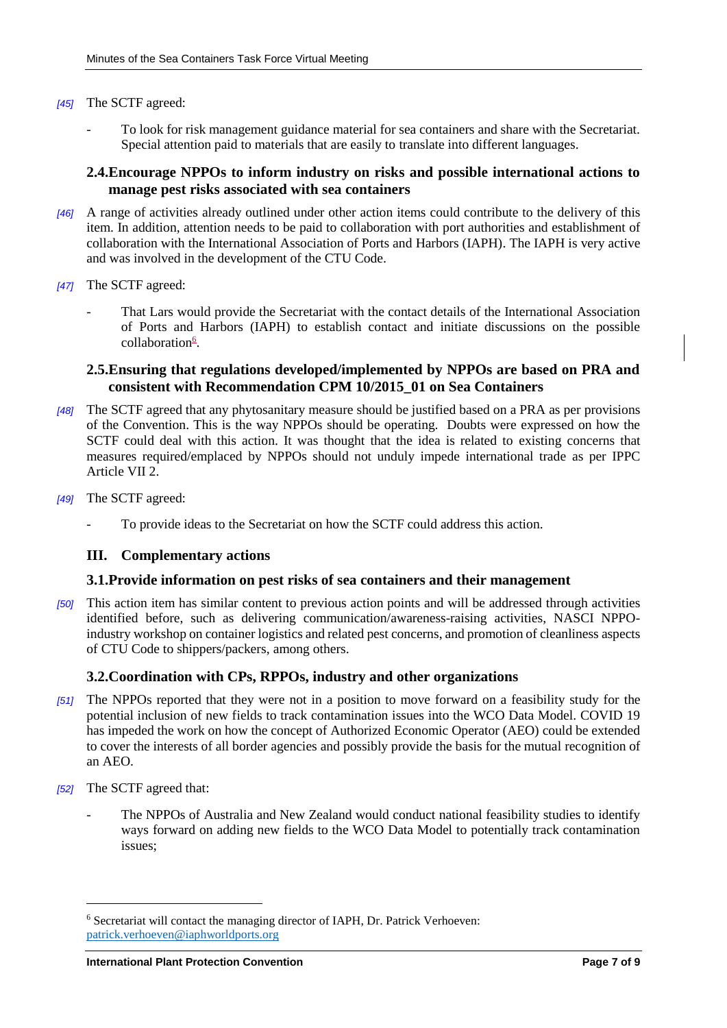[45] The SCTF agreed:

- To look for risk management guidance material for sea containers and share with the Secretariat. Special attention paid to materials that are easily to translate into different languages.

### 2.4. Encourage NPPOs to inform industry on risks and possible international actions to manage pest risks associated with sea containers

[46] A range of activities already outlined under other action items could contribute to the delivery of this item. In addition, attention needs to be paid to collaboration with port authorities and establishment of collaboration with the International Association of Ports and Harbors (IAPH). The IAPH is very active and was involved in the development of the CTU Code.

[47] The SCTF agreed:

- That Lars would provide the Secretariat with the contact details of the International Association of Ports and Harbors (IAPH) to establish contact and initiate discussions on the possible collaboration[6].

### 2.5. Ensuring that regulations developed/implemented by NPPOs are based on PRA and consistent with Recommendation CPM 10/2015_01 on Sea Containers

[48] The SCTF agreed that any phytosanitary measure should be justified based on a PRA as per provisions of the Convention. This is the way NPPOs should be operating. Doubts were expressed on how the SCTF could deal with this action. It was thought that the idea is related to existing concerns that measures required/emplaced by NPPOs should not unduly impede international trade as per IPPC Article VII 2.

[49] The SCTF agreed:

- To provide ideas to the Secretariat on how the SCTF could address this action.

## III. Complementary actions

### 3.1. Provide information on pest risks of sea containers and their management

[50] This action item has similar content to previous action points and will be addressed through activities identified before, such as delivering communication/awareness-raising activities, NASCI NPPO-industry workshop on container logistics and related pest concerns, and promotion of cleanliness aspects of CTU Code to shippers/packers, among others.

### 3.2. Coordination with CPs, RPPOs, industry and other organizations

[51] The NPPOs reported that they were not in a position to move forward on a feasibility study for the potential inclusion of new fields to track contamination issues into the WCO Data Model. COVID 19 has impeded the work on how the concept of Authorized Economic Operator (AEO) could be extended to cover the interests of all border agencies and possibly provide the basis for the mutual recognition of an AEO.

[52] The SCTF agreed that:

- The NPPOs of Australia and New Zealand would conduct national feasibility studies to identify ways forward on adding new fields to the WCO Data Model to potentially track contamination issues;

---

[6] Secretariat will contact the managing director of IAPH, Dr. Patrick Verhoeven: patrick.verhoeven@iaphworldports.org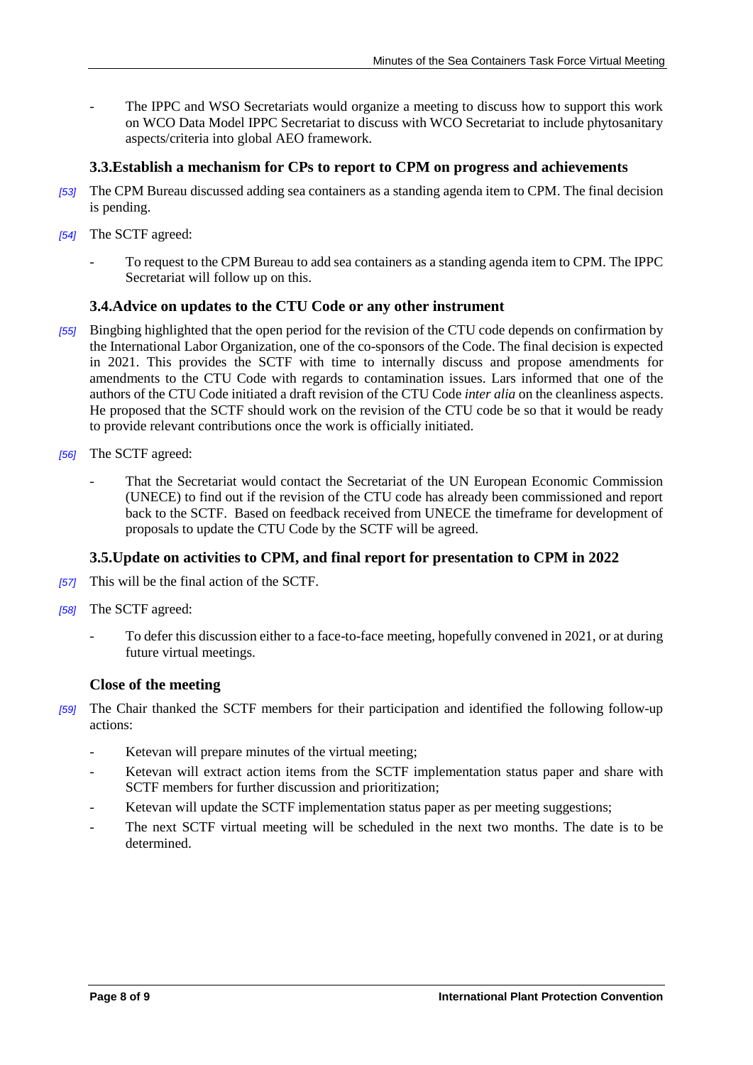- The IPPC and WSO Secretariats would organize a meeting to discuss how to support this work on WCO Data Model IPPC Secretariat to discuss with WCO Secretariat to include phytosanitary aspects/criteria into global AEO framework.

### 3.3. Establish a mechanism for CPs to report to CPM on progress and achievements

*[53]* The CPM Bureau discussed adding sea containers as a standing agenda item to CPM. The final decision is pending.

*[54]* The SCTF agreed:

- To request to the CPM Bureau to add sea containers as a standing agenda item to CPM. The IPPC Secretariat will follow up on this.

### 3.4. Advice on updates to the CTU Code or any other instrument

*[55]* Bingbing highlighted that the open period for the revision of the CTU code depends on confirmation by the International Labor Organization, one of the co-sponsors of the Code. The final decision is expected in 2021. This provides the SCTF with time to internally discuss and propose amendments for amendments to the CTU Code with regards to contamination issues. Lars informed that one of the authors of the CTU Code initiated a draft revision of the CTU Code *inter alia* on the cleanliness aspects. He proposed that the SCTF should work on the revision of the CTU code be so that it would be ready to provide relevant contributions once the work is officially initiated.

*[56]* The SCTF agreed:

- That the Secretariat would contact the Secretariat of the UN European Economic Commission (UNECE) to find out if the revision of the CTU code has already been commissioned and report back to the SCTF. Based on feedback received from UNECE the timeframe for development of proposals to update the CTU Code by the SCTF will be agreed.

### 3.5. Update on activities to CPM, and final report for presentation to CPM in 2022

*[57]* This will be the final action of the SCTF.

*[58]* The SCTF agreed:

- To defer this discussion either to a face-to-face meeting, hopefully convened in 2021, or at during future virtual meetings.

### Close of the meeting

*[59]* The Chair thanked the SCTF members for their participation and identified the following follow-up actions:

- Ketevan will prepare minutes of the virtual meeting;
- Ketevan will extract action items from the SCTF implementation status paper and share with SCTF members for further discussion and prioritization;
- Ketevan will update the SCTF implementation status paper as per meeting suggestions;
- The next SCTF virtual meeting will be scheduled in the next two months. The date is to be determined.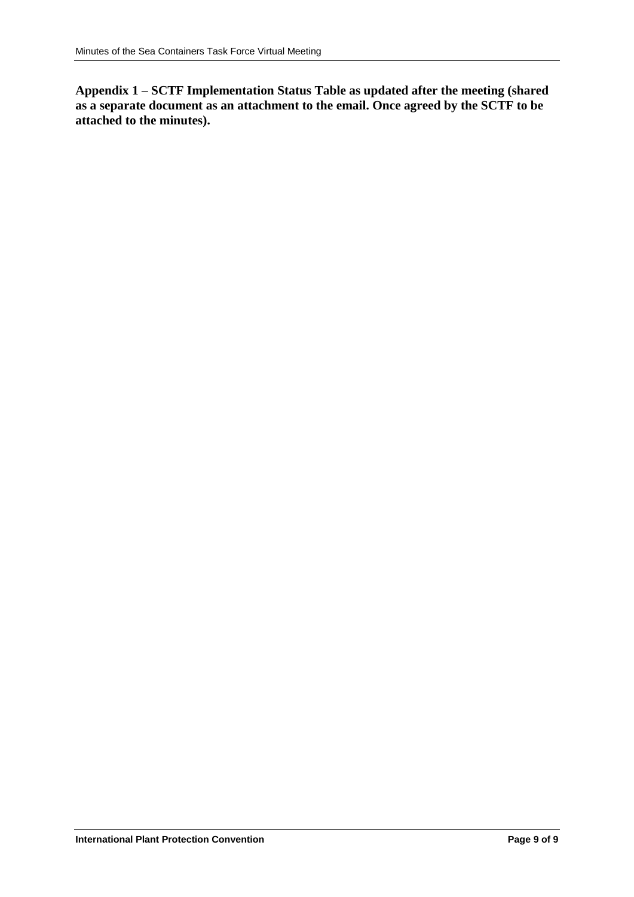**Appendix 1 – SCTF Implementation Status Table as updated after the meeting (shared as a separate document as an attachment to the email. Once agreed by the SCTF to be attached to the minutes).**